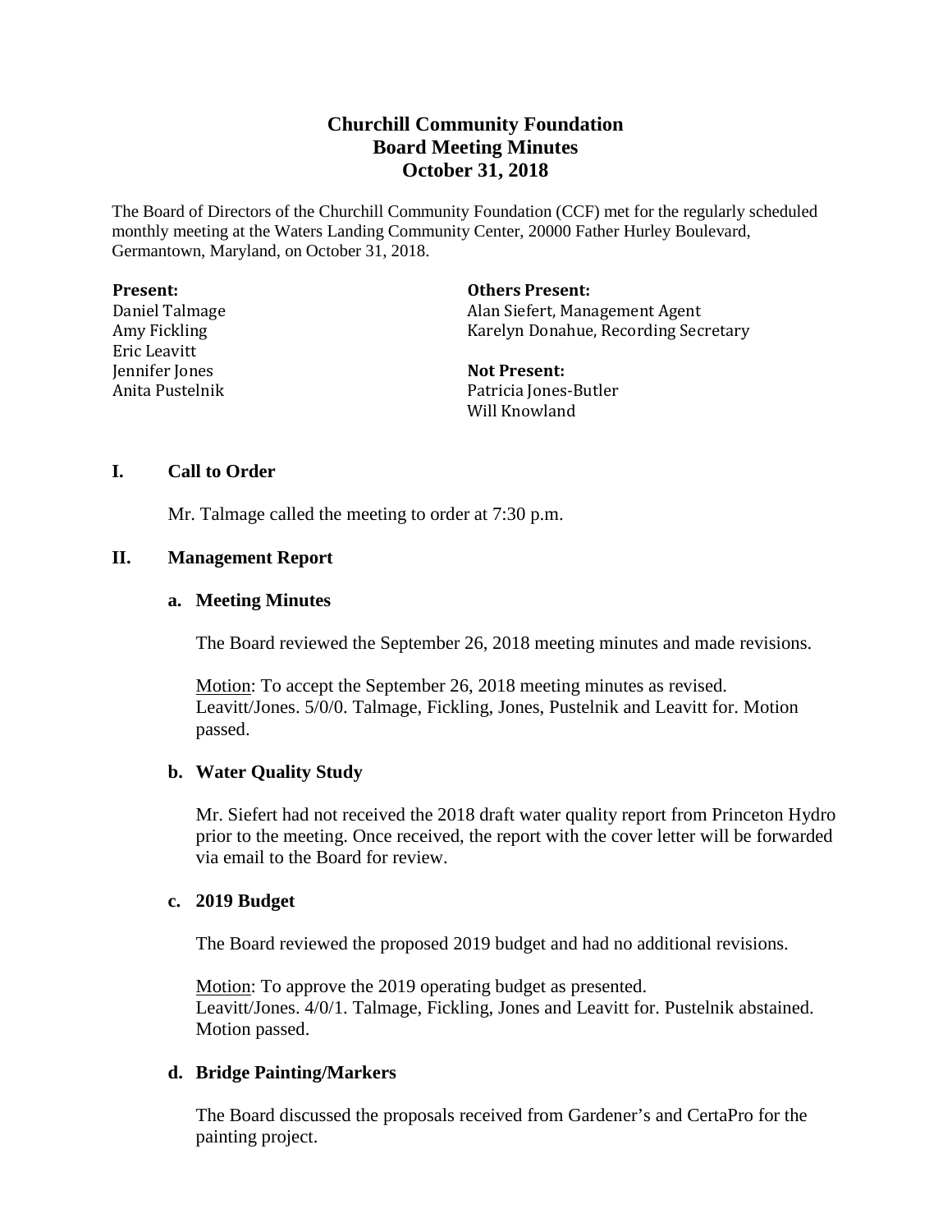# Churchill Community Foundation
# Board Meeting Minutes
# October 31, 2018

The Board of Directors of the Churchill Community Foundation (CCF) met for the regularly scheduled monthly meeting at the Waters Landing Community Center, 20000 Father Hurley Boulevard, Germantown, Maryland, on October 31, 2018.

**Present:**
Daniel Talmage
Amy Fickling
Eric Leavitt
Jennifer Jones
Anita Pustelnik

**Others Present:**
Alan Siefert, Management Agent
Karelyn Donahue, Recording Secretary

**Not Present:**
Patricia Jones-Butler
Will Knowland

## I. Call to Order

Mr. Talmage called the meeting to order at 7:30 p.m.

## II. Management Report

### a. Meeting Minutes

The Board reviewed the September 26, 2018 meeting minutes and made revisions.

Motion: To accept the September 26, 2018 meeting minutes as revised.
Leavitt/Jones. 5/0/0. Talmage, Fickling, Jones, Pustelnik and Leavitt for. Motion passed.

### b. Water Quality Study

Mr. Siefert had not received the 2018 draft water quality report from Princeton Hydro prior to the meeting. Once received, the report with the cover letter will be forwarded via email to the Board for review.

### c. 2019 Budget

The Board reviewed the proposed 2019 budget and had no additional revisions.

Motion: To approve the 2019 operating budget as presented.
Leavitt/Jones. 4/0/1. Talmage, Fickling, Jones and Leavitt for. Pustelnik abstained. Motion passed.

### d. Bridge Painting/Markers

The Board discussed the proposals received from Gardener's and CertaPro for the painting project.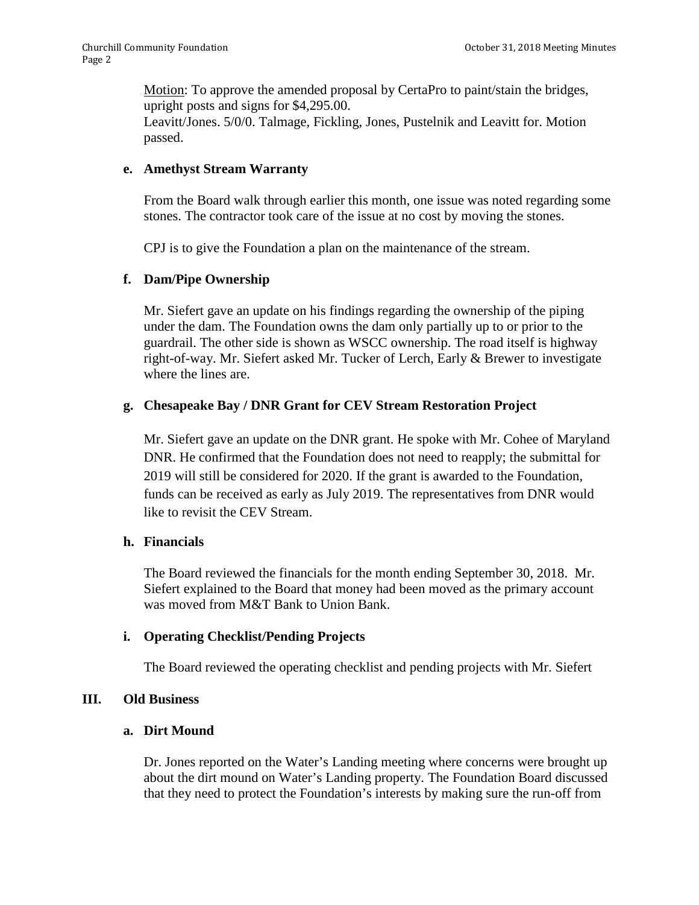Motion: To approve the amended proposal by CertaPro to paint/stain the bridges, upright posts and signs for $4,295.00.
Leavitt/Jones. 5/0/0. Talmage, Fickling, Jones, Pustelnik and Leavitt for. Motion passed.

**e. Amethyst Stream Warranty**

From the Board walk through earlier this month, one issue was noted regarding some stones. The contractor took care of the issue at no cost by moving the stones.

CPJ is to give the Foundation a plan on the maintenance of the stream.

**f. Dam/Pipe Ownership**

Mr. Siefert gave an update on his findings regarding the ownership of the piping under the dam. The Foundation owns the dam only partially up to or prior to the guardrail. The other side is shown as WSCC ownership. The road itself is highway right-of-way. Mr. Siefert asked Mr. Tucker of Lerch, Early & Brewer to investigate where the lines are.

**g. Chesapeake Bay / DNR Grant for CEV Stream Restoration Project**

Mr. Siefert gave an update on the DNR grant. He spoke with Mr. Cohee of Maryland DNR. He confirmed that the Foundation does not need to reapply; the submittal for 2019 will still be considered for 2020. If the grant is awarded to the Foundation, funds can be received as early as July 2019. The representatives from DNR would like to revisit the CEV Stream.

**h. Financials**

The Board reviewed the financials for the month ending September 30, 2018. Mr. Siefert explained to the Board that money had been moved as the primary account was moved from M&T Bank to Union Bank.

**i. Operating Checklist/Pending Projects**

The Board reviewed the operating checklist and pending projects with Mr. Siefert

## III. Old Business

**a. Dirt Mound**

Dr. Jones reported on the Water's Landing meeting where concerns were brought up about the dirt mound on Water's Landing property. The Foundation Board discussed that they need to protect the Foundation's interests by making sure the run-off from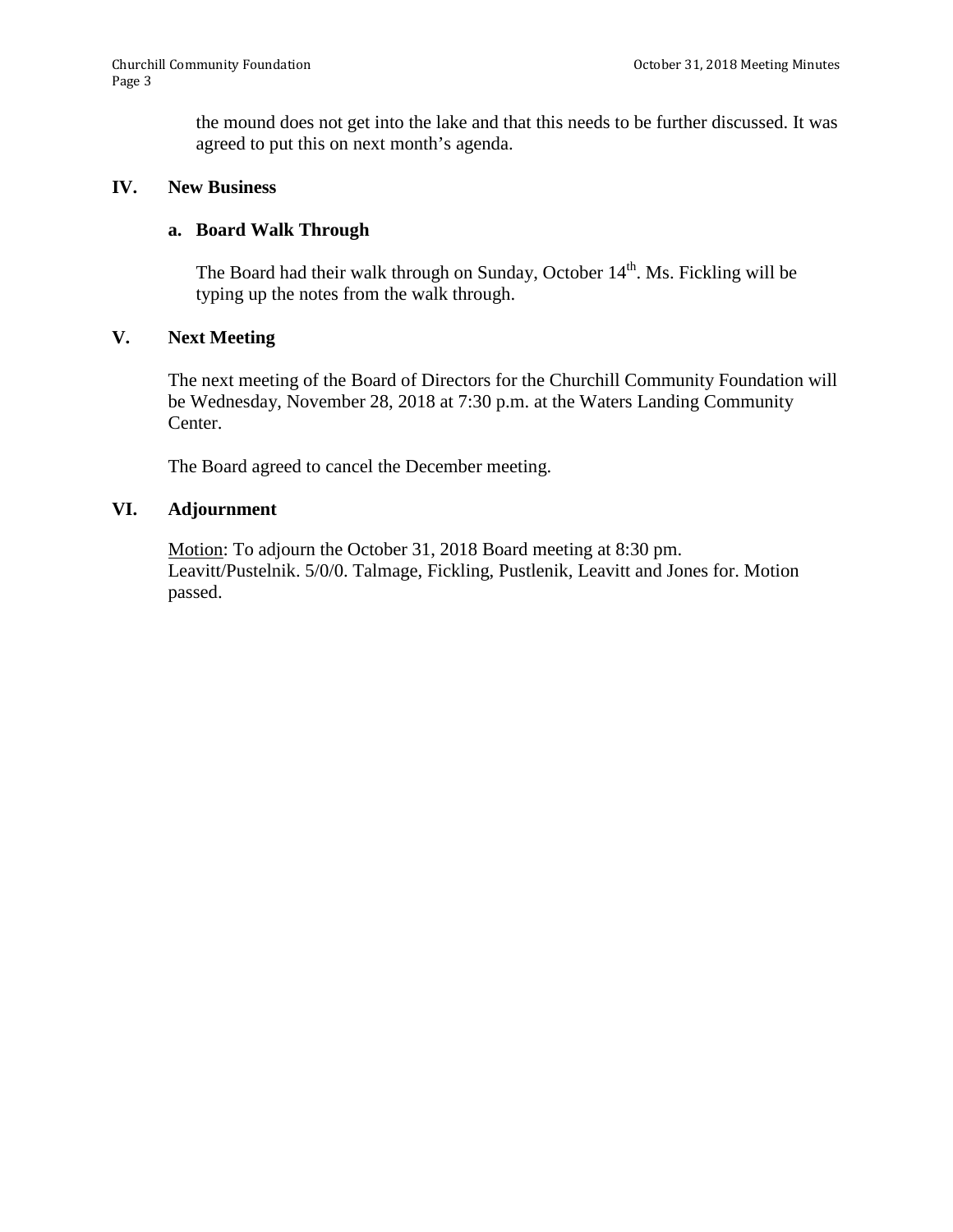the mound does not get into the lake and that this needs to be further discussed. It was agreed to put this on next month's agenda.

## IV. New Business

### a. Board Walk Through

The Board had their walk through on Sunday, October 14th. Ms. Fickling will be typing up the notes from the walk through.

## V. Next Meeting

The next meeting of the Board of Directors for the Churchill Community Foundation will be Wednesday, November 28, 2018 at 7:30 p.m. at the Waters Landing Community Center.

The Board agreed to cancel the December meeting.

## VI. Adjournment

Motion: To adjourn the October 31, 2018 Board meeting at 8:30 pm. Leavitt/Pustelnik. 5/0/0. Talmage, Fickling, Pustlenik, Leavitt and Jones for. Motion passed.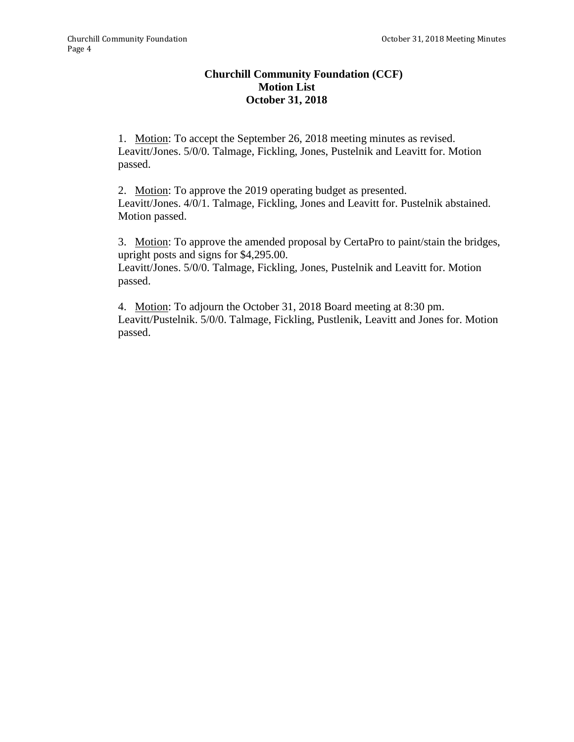**Churchill Community Foundation (CCF)**
**Motion List**
**October 31, 2018**

1. <u>Motion</u>: To accept the September 26, 2018 meeting minutes as revised.
Leavitt/Jones. 5/0/0. Talmage, Fickling, Jones, Pustelnik and Leavitt for. Motion passed.

2. <u>Motion</u>: To approve the 2019 operating budget as presented.
Leavitt/Jones. 4/0/1. Talmage, Fickling, Jones and Leavitt for. Pustelnik abstained. Motion passed.

3. <u>Motion</u>: To approve the amended proposal by CertaPro to paint/stain the bridges, upright posts and signs for $4,295.00.
Leavitt/Jones. 5/0/0. Talmage, Fickling, Jones, Pustelnik and Leavitt for. Motion passed.

4. <u>Motion</u>: To adjourn the October 31, 2018 Board meeting at 8:30 pm.
Leavitt/Pustelnik. 5/0/0. Talmage, Fickling, Pustlenik, Leavitt and Jones for. Motion passed.